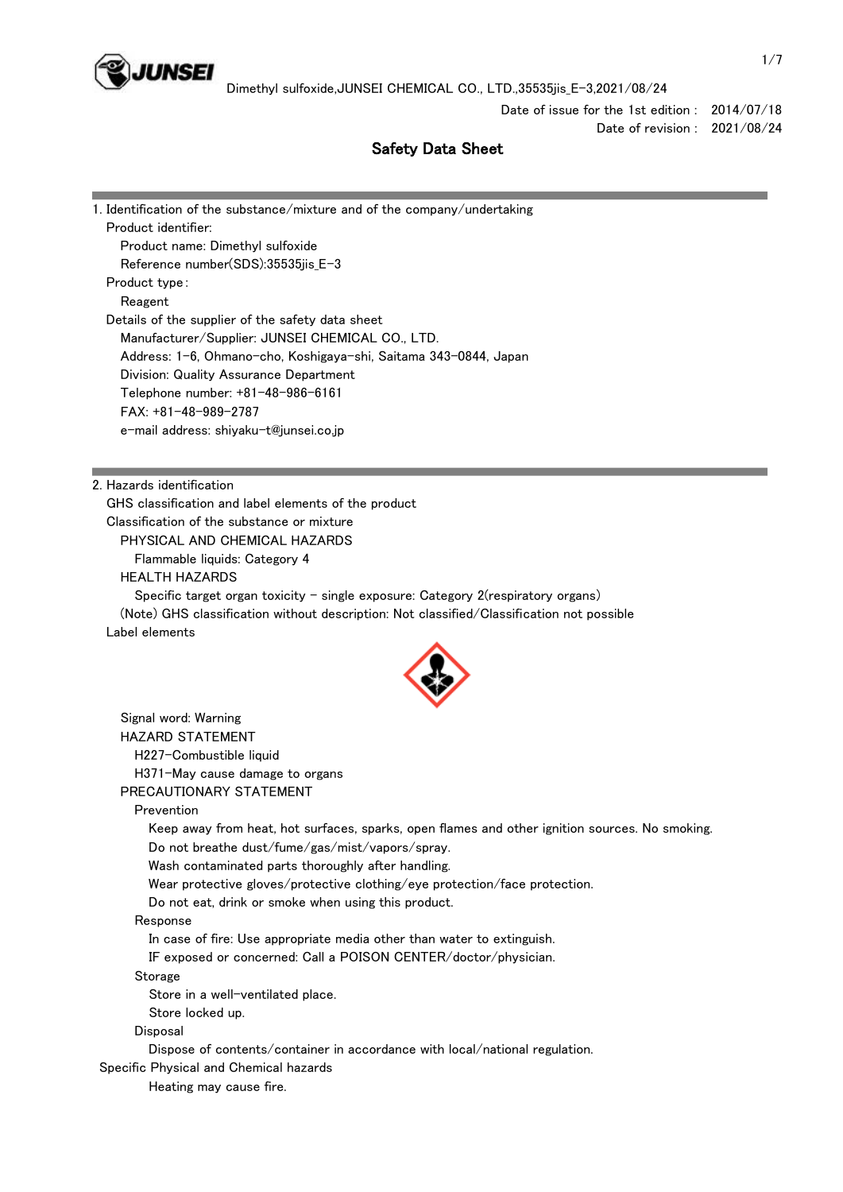Date of issue for the 1st edition : 2014/07/18
Date of revision : 2021/08/24

# Safety Data Sheet

## 1. Identification of the substance/mixture and of the company/undertaking

Product identifier:
- Product name: Dimethyl sulfoxide
- Reference number(SDS):35535jis_E-3

Product type :
- Reagent

Details of the supplier of the safety data sheet
- Manufacturer/Supplier: JUNSEI CHEMICAL CO., LTD.
- Address: 1-6, Ohmano-cho, Koshigaya-shi, Saitama 343-0844, Japan
- Division: Quality Assurance Department
- Telephone number: +81-48-986-6161
- FAX: +81-48-989-2787
- e-mail address: shiyaku-t@junsei.co.jp

## 2. Hazards identification

GHS classification and label elements of the product

Classification of the substance or mixture

PHYSICAL AND CHEMICAL HAZARDS
- Flammable liquids: Category 4

HEALTH HAZARDS
- Specific target organ toxicity - single exposure: Category 2(respiratory organs)

(Note) GHS classification without description: Not classified/Classification not possible

Label elements

Signal word: Warning

HAZARD STATEMENT
- H227-Combustible liquid
- H371-May cause damage to organs

PRECAUTIONARY STATEMENT

Prevention
- Keep away from heat, hot surfaces, sparks, open flames and other ignition sources. No smoking.
- Do not breathe dust/fume/gas/mist/vapors/spray.
- Wash contaminated parts thoroughly after handling.
- Wear protective gloves/protective clothing/eye protection/face protection.
- Do not eat, drink or smoke when using this product.

Response
- In case of fire: Use appropriate media other than water to extinguish.
- IF exposed or concerned: Call a POISON CENTER/doctor/physician.

Storage
- Store in a well-ventilated place.
- Store locked up.

Disposal
- Dispose of contents/container in accordance with local/national regulation.

Specific Physical and Chemical hazards
- Heating may cause fire.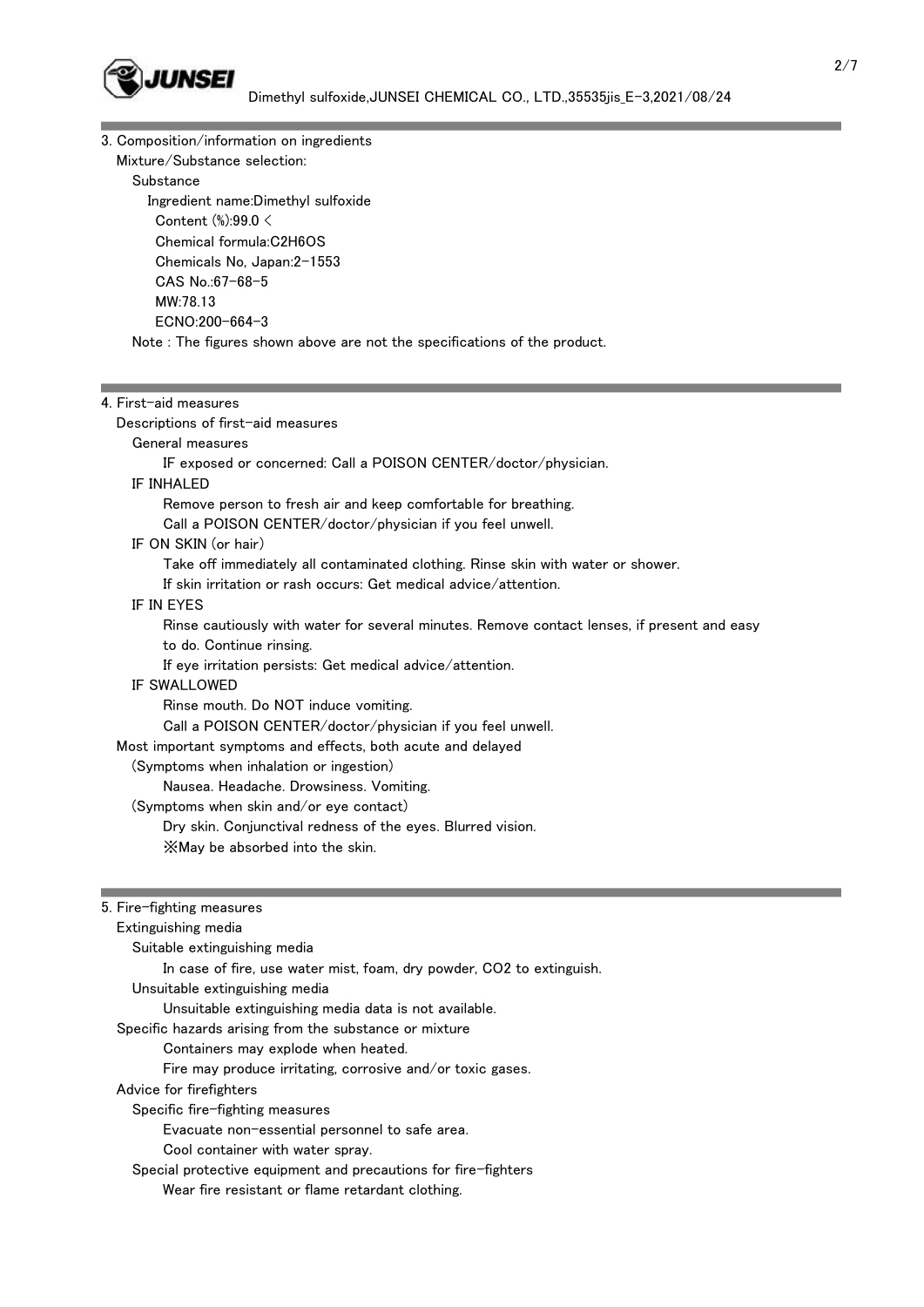## 3. Composition/information on ingredients

Mixture/Substance selection:

Substance

Ingredient name:Dimethyl sulfoxide

Content (%):99.0 <

Chemical formula:$C_2H_6OS$

Chemicals No, Japan:2-1553

CAS No.:67-68-5

MW:78.13

ECNO:200-664-3

Note : The figures shown above are not the specifications of the product.

## 4. First-aid measures

Descriptions of first-aid measures

General measures

IF exposed or concerned: Call a POISON CENTER/doctor/physician.

IF INHALED

Remove person to fresh air and keep comfortable for breathing.

Call a POISON CENTER/doctor/physician if you feel unwell.

IF ON SKIN (or hair)

Take off immediately all contaminated clothing. Rinse skin with water or shower.

If skin irritation or rash occurs: Get medical advice/attention.

IF IN EYES

Rinse cautiously with water for several minutes. Remove contact lenses, if present and easy to do. Continue rinsing.

If eye irritation persists: Get medical advice/attention.

IF SWALLOWED

Rinse mouth. Do NOT induce vomiting.

Call a POISON CENTER/doctor/physician if you feel unwell.

Most important symptoms and effects, both acute and delayed

(Symptoms when inhalation or ingestion)

Nausea. Headache. Drowsiness. Vomiting.

(Symptoms when skin and/or eye contact)

Dry skin. Conjunctival redness of the eyes. Blurred vision.

※May be absorbed into the skin.

## 5. Fire-fighting measures

Extinguishing media

Suitable extinguishing media

In case of fire, use water mist, foam, dry powder, $CO_2$ to extinguish.

Unsuitable extinguishing media

Unsuitable extinguishing media data is not available.

Specific hazards arising from the substance or mixture

Containers may explode when heated.

Fire may produce irritating, corrosive and/or toxic gases.

Advice for firefighters

Specific fire-fighting measures

Evacuate non-essential personnel to safe area.

Cool container with water spray.

Special protective equipment and precautions for fire-fighters

Wear fire resistant or flame retardant clothing.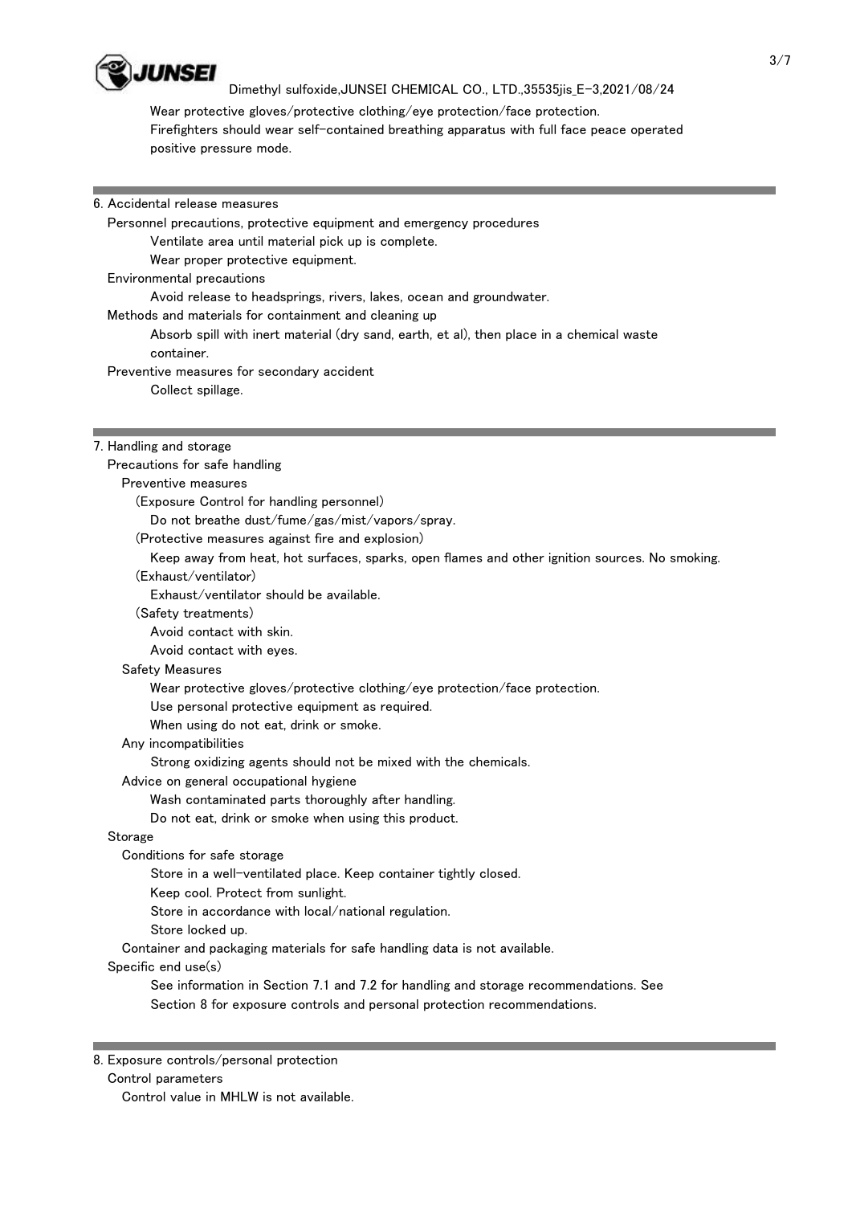Wear protective gloves/protective clothing/eye protection/face protection.
Firefighters should wear self-contained breathing apparatus with full face peace operated positive pressure mode.

## 6. Accidental release measures

Personnel precautions, protective equipment and emergency procedures

Ventilate area until material pick up is complete.
Wear proper protective equipment.

Environmental precautions

Avoid release to headsprings, rivers, lakes, ocean and groundwater.

Methods and materials for containment and cleaning up

Absorb spill with inert material (dry sand, earth, et al), then place in a chemical waste container.

Preventive measures for secondary accident

Collect spillage.

## 7. Handling and storage

Precautions for safe handling

Preventive measures

(Exposure Control for handling personnel)

Do not breathe dust/fume/gas/mist/vapors/spray.

(Protective measures against fire and explosion)

Keep away from heat, hot surfaces, sparks, open flames and other ignition sources. No smoking.

(Exhaust/ventilator)

Exhaust/ventilator should be available.

(Safety treatments)

Avoid contact with skin.
Avoid contact with eyes.

Safety Measures

Wear protective gloves/protective clothing/eye protection/face protection.
Use personal protective equipment as required.
When using do not eat, drink or smoke.

Any incompatibilities

Strong oxidizing agents should not be mixed with the chemicals.

Advice on general occupational hygiene

Wash contaminated parts thoroughly after handling.
Do not eat, drink or smoke when using this product.

Storage

Conditions for safe storage

Store in a well-ventilated place. Keep container tightly closed.
Keep cool. Protect from sunlight.
Store in accordance with local/national regulation.
Store locked up.

Container and packaging materials for safe handling data is not available.

Specific end use(s)

See information in Section 7.1 and 7.2 for handling and storage recommendations. See Section 8 for exposure controls and personal protection recommendations.

## 8. Exposure controls/personal protection

Control parameters

Control value in MHLW is not available.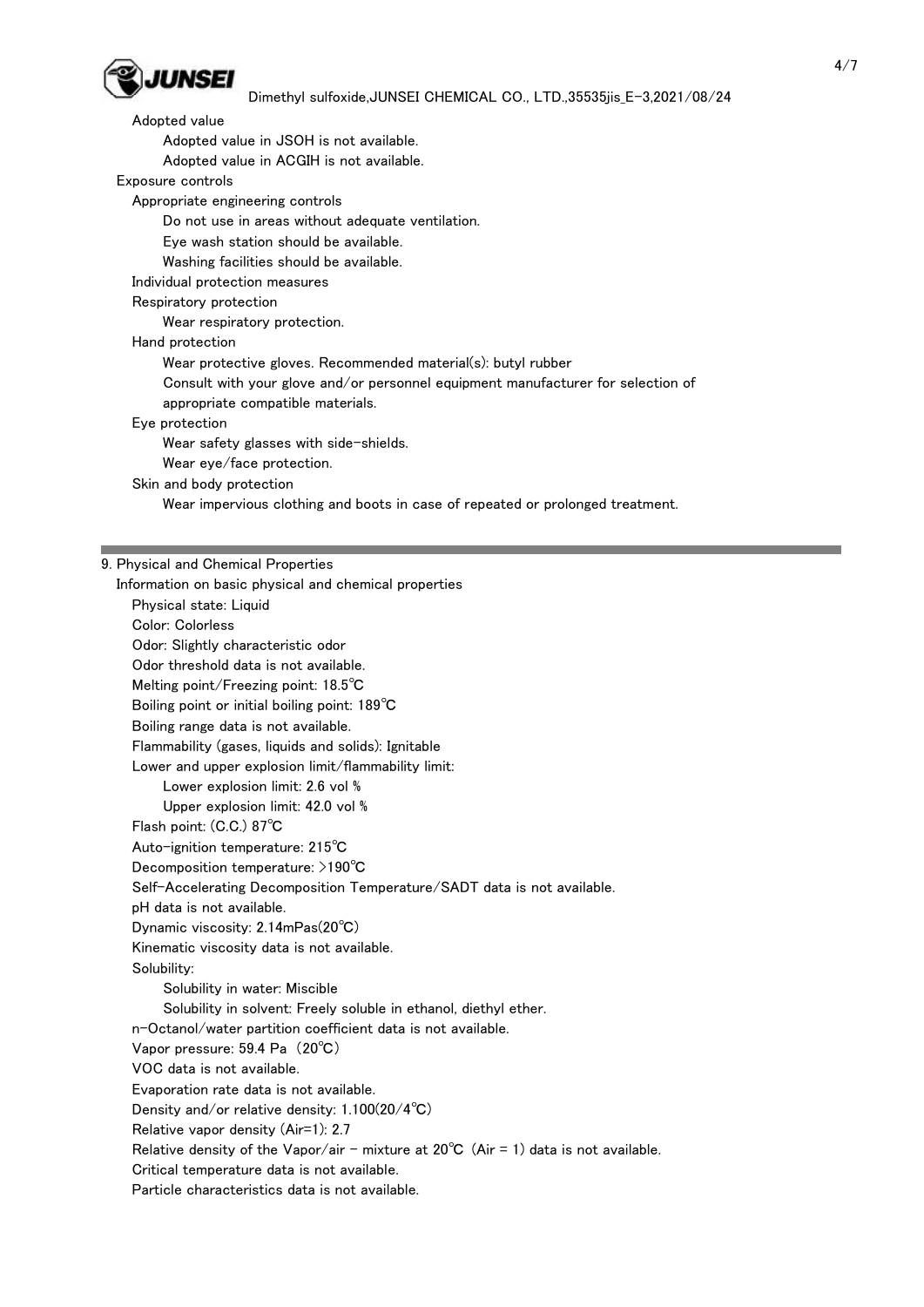Adopted value

Adopted value in JSOH is not available.

Adopted value in ACGIH is not available.

Exposure controls

Appropriate engineering controls

Do not use in areas without adequate ventilation.

Eye wash station should be available.

Washing facilities should be available.

Individual protection measures

Respiratory protection

Wear respiratory protection.

Hand protection

Wear protective gloves. Recommended material(s): butyl rubber

Consult with your glove and/or personnel equipment manufacturer for selection of appropriate compatible materials.

Eye protection

Wear safety glasses with side-shields.

Wear eye/face protection.

Skin and body protection

Wear impervious clothing and boots in case of repeated or prolonged treatment.

## 9. Physical and Chemical Properties

Information on basic physical and chemical properties

Physical state: Liquid

Color: Colorless

Odor: Slightly characteristic odor

Odor threshold data is not available.

Melting point/Freezing point: 18.5℃

Boiling point or initial boiling point: 189℃

Boiling range data is not available.

Flammability (gases, liquids and solids): Ignitable

Lower and upper explosion limit/flammability limit:

Lower explosion limit: 2.6 vol %

Upper explosion limit: 42.0 vol %

Flash point: (C.C.) 87℃

Auto-ignition temperature: 215℃

Decomposition temperature: >190℃

Self-Accelerating Decomposition Temperature/SADT data is not available.

pH data is not available.

Dynamic viscosity: 2.14mPas(20℃)

Kinematic viscosity data is not available.

Solubility:

Solubility in water: Miscible

Solubility in solvent: Freely soluble in ethanol, diethyl ether.

n-Octanol/water partition coefficient data is not available.

Vapor pressure: 59.4 Pa (20℃)

VOC data is not available.

Evaporation rate data is not available.

Density and/or relative density: 1.100(20/4℃)

Relative vapor density (Air=1): 2.7

Relative density of the Vapor/air - mixture at 20℃ (Air = 1) data is not available.

Critical temperature data is not available.

Particle characteristics data is not available.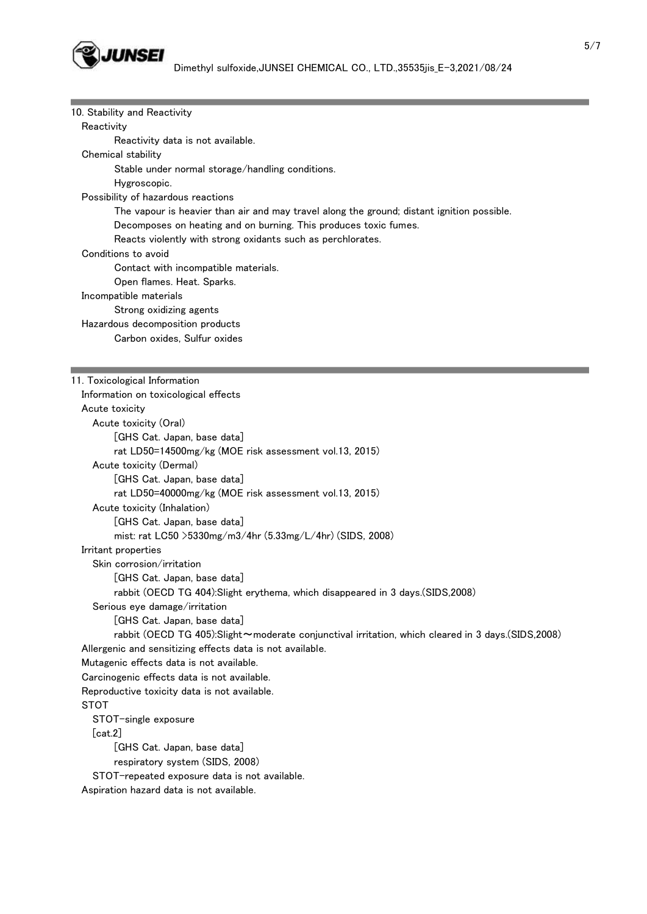## 10. Stability and Reactivity

**Reactivity**

Reactivity data is not available.

**Chemical stability**

Stable under normal storage/handling conditions.

Hygroscopic.

**Possibility of hazardous reactions**

The vapour is heavier than air and may travel along the ground; distant ignition possible.

Decomposes on heating and on burning. This produces toxic fumes.

Reacts violently with strong oxidants such as perchlorates.

**Conditions to avoid**

Contact with incompatible materials.

Open flames. Heat. Sparks.

**Incompatible materials**

Strong oxidizing agents

**Hazardous decomposition products**

Carbon oxides, Sulfur oxides

## 11. Toxicological Information

**Information on toxicological effects**

**Acute toxicity**

Acute toxicity (Oral)

[GHS Cat. Japan, base data]

rat LD50=14500mg/kg (MOE risk assessment vol.13, 2015)

Acute toxicity (Dermal)

[GHS Cat. Japan, base data]

rat LD50=40000mg/kg (MOE risk assessment vol.13, 2015)

Acute toxicity (Inhalation)

[GHS Cat. Japan, base data]

mist: rat LC50 >5330mg/m3/4hr (5.33mg/L/4hr) (SIDS, 2008)

**Irritant properties**

Skin corrosion/irritation

[GHS Cat. Japan, base data]

rabbit (OECD TG 404):Slight erythema, which disappeared in 3 days.(SIDS,2008)

Serious eye damage/irritation

[GHS Cat. Japan, base data]

rabbit (OECD TG 405):Slight～moderate conjunctival irritation, which cleared in 3 days.(SIDS,2008)

Allergenic and sensitizing effects data is not available.

Mutagenic effects data is not available.

Carcinogenic effects data is not available.

Reproductive toxicity data is not available.

**STOT**

STOT-single exposure

[cat.2]

[GHS Cat. Japan, base data]

respiratory system (SIDS, 2008)

STOT-repeated exposure data is not available.

Aspiration hazard data is not available.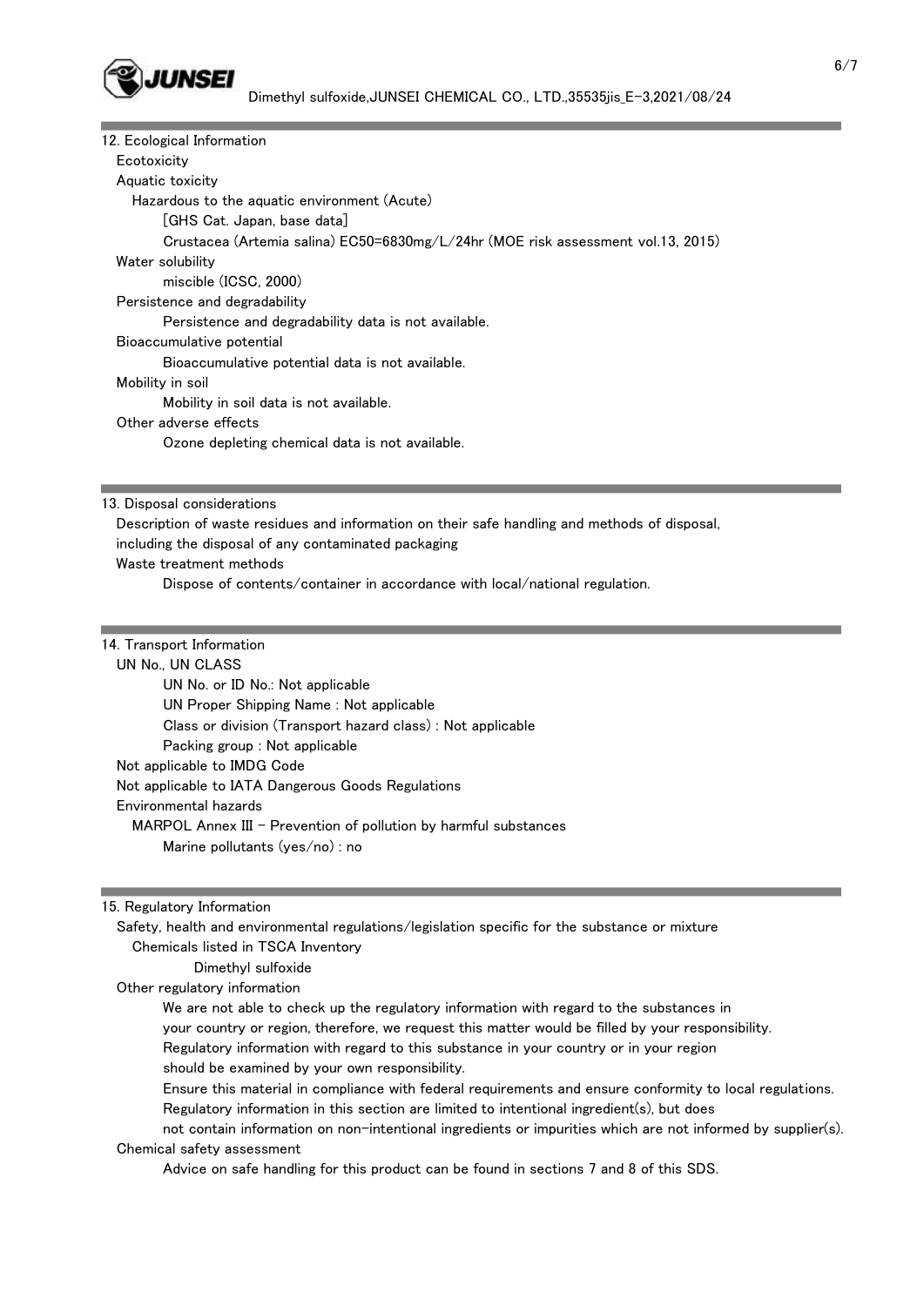## 12. Ecological Information

Ecotoxicity

Aquatic toxicity

Hazardous to the aquatic environment (Acute)

[GHS Cat. Japan, base data]

Crustacea (Artemia salina) EC50=6830mg/L/24hr (MOE risk assessment vol.13, 2015)

Water solubility

miscible (ICSC, 2000)

Persistence and degradability

Persistence and degradability data is not available.

Bioaccumulative potential

Bioaccumulative potential data is not available.

Mobility in soil

Mobility in soil data is not available.

Other adverse effects

Ozone depleting chemical data is not available.

## 13. Disposal considerations

Description of waste residues and information on their safe handling and methods of disposal, including the disposal of any contaminated packaging

Waste treatment methods

Dispose of contents/container in accordance with local/national regulation.

## 14. Transport Information

UN No., UN CLASS

UN No. or ID No.: Not applicable

UN Proper Shipping Name : Not applicable

Class or division (Transport hazard class) : Not applicable

Packing group : Not applicable

Not applicable to IMDG Code

Not applicable to IATA Dangerous Goods Regulations

Environmental hazards

MARPOL Annex III - Prevention of pollution by harmful substances

Marine pollutants (yes/no) : no

## 15. Regulatory Information

Safety, health and environmental regulations/legislation specific for the substance or mixture

Chemicals listed in TSCA Inventory

Dimethyl sulfoxide

Other regulatory information

We are not able to check up the regulatory information with regard to the substances in your country or region, therefore, we request this matter would be filled by your responsibility.

Regulatory information with regard to this substance in your country or in your region should be examined by your own responsibility.

Ensure this material in compliance with federal requirements and ensure conformity to local regulations.

Regulatory information in this section are limited to intentional ingredient(s), but does not contain information on non-intentional ingredients or impurities which are not informed by supplier(s).

Chemical safety assessment

Advice on safe handling for this product can be found in sections 7 and 8 of this SDS.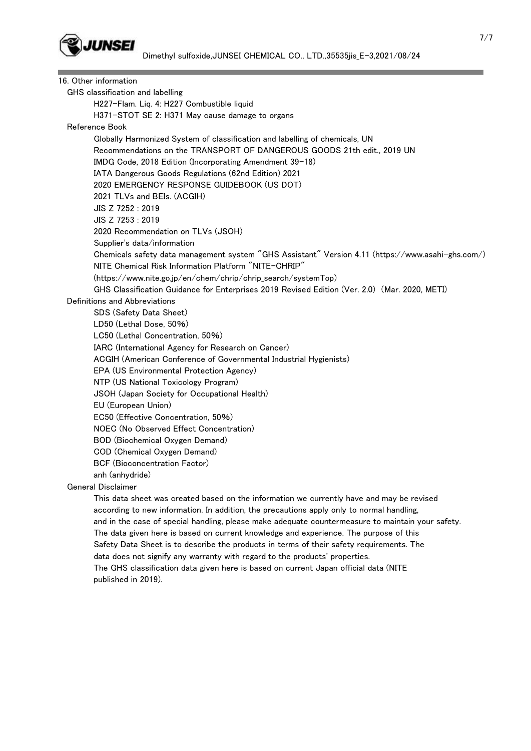## 16. Other information

### GHS classification and labelling

H227-Flam. Liq. 4: H227 Combustible liquid

H371-STOT SE 2: H371 May cause damage to organs

### Reference Book

Globally Harmonized System of classification and labelling of chemicals, UN

Recommendations on the TRANSPORT OF DANGEROUS GOODS 21th edit., 2019 UN

IMDG Code, 2018 Edition (Incorporating Amendment 39-18)

IATA Dangerous Goods Regulations (62nd Edition) 2021

2020 EMERGENCY RESPONSE GUIDEBOOK (US DOT)

2021 TLVs and BEIs. (ACGIH)

JIS Z 7252 : 2019

JIS Z 7253 : 2019

2020 Recommendation on TLVs (JSOH)

Supplier's data/information

Chemicals safety data management system "GHS Assistant" Version 4.11 (https://www.asahi-ghs.com/)

NITE Chemical Risk Information Platform "NITE-CHRIP"

(https://www.nite.go.jp/en/chem/chrip/chrip_search/systemTop)

GHS Classification Guidance for Enterprises 2019 Revised Edition (Ver. 2.0) (Mar. 2020, METI)

### Definitions and Abbreviations

SDS (Safety Data Sheet)

LD50 (Lethal Dose, 50%)

LC50 (Lethal Concentration, 50%)

IARC (International Agency for Research on Cancer)

ACGIH (American Conference of Governmental Industrial Hygienists)

EPA (US Environmental Protection Agency)

NTP (US National Toxicology Program)

JSOH (Japan Society for Occupational Health)

EU (European Union)

EC50 (Effective Concentration, 50%)

NOEC (No Observed Effect Concentration)

BOD (Biochemical Oxygen Demand)

COD (Chemical Oxygen Demand)

BCF (Bioconcentration Factor)

anh (anhydride)

### General Disclaimer

This data sheet was created based on the information we currently have and may be revised according to new information. In addition, the precautions apply only to normal handling, and in the case of special handling, please make adequate countermeasure to maintain your safety. The data given here is based on current knowledge and experience. The purpose of this Safety Data Sheet is to describe the products in terms of their safety requirements. The data does not signify any warranty with regard to the products' properties.

The GHS classification data given here is based on current Japan official data (NITE published in 2019).